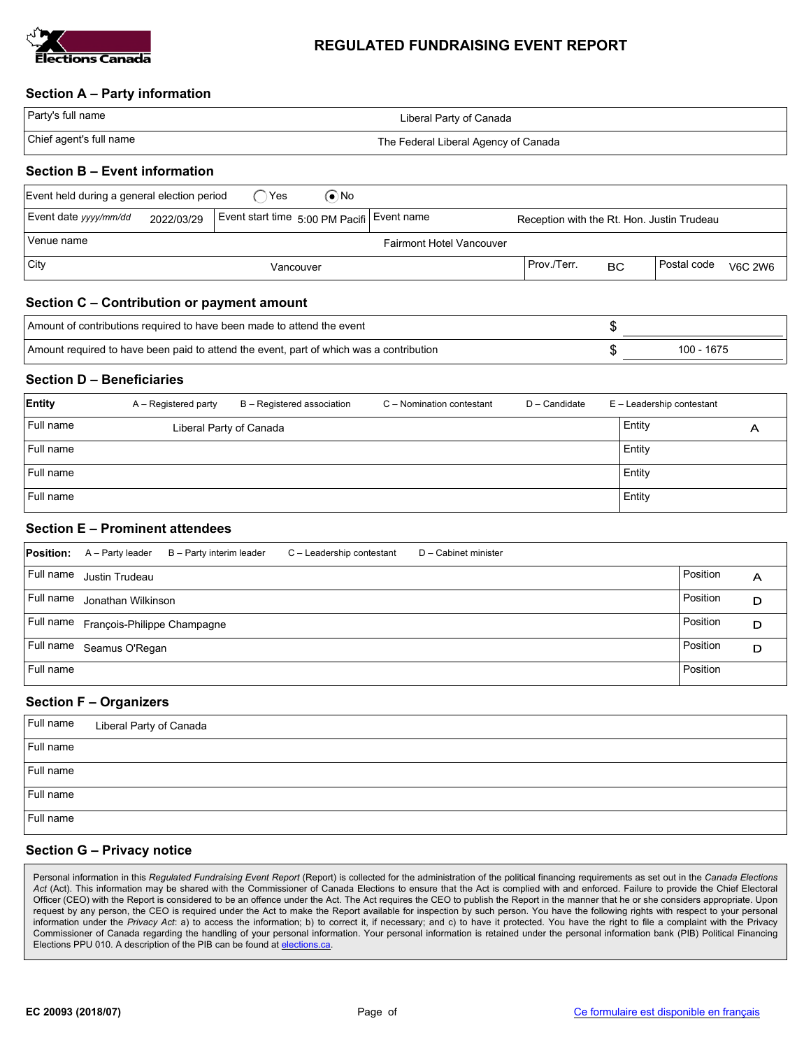# REGULATED FUNDRAISING EVENT REPORT

## Section A – Party information

| | |
|---|---|
| Party's full name | Liberal Party of Canada |
| Chief agent's full name | The Federal Liberal Agency of Canada |

## Section B – Event information

Event held during a general election period ◯ Yes ◉ No

| | | | | | |
|---|---|---|---|---|---|
| Event date *yyyy/mm/dd* | 2022/03/29 | Event start time | 5:00 PM Pacifi | Event name | Reception with the Rt. Hon. Justin Trudeau |
| Venue name | Fairmont Hotel Vancouver | | | | |
| City | Vancouver | Prov./Terr. | BC | Postal code | V6C 2W6 |

## Section C – Contribution or payment amount

| | |
|---|---|
| Amount of contributions required to have been made to attend the event | $ |
| Amount required to have been paid to attend the event, part of which was a contribution | $ 100 - 1675 |

## Section D – Beneficiaries

**Entity** A – Registered party B – Registered association C – Nomination contestant D – Candidate E – Leadership contestant

| Full name | Entity |
|---|---|
| Liberal Party of Canada | A |
| | |
| | |
| | |

## Section E – Prominent attendees

**Position:** A – Party leader B – Party interim leader C – Leadership contestant D – Cabinet minister

| Full name | Position |
|---|---|
| Justin Trudeau | A |
| Jonathan Wilkinson | D |
| François-Philippe Champagne | D |
| Seamus O'Regan | D |
| | |

## Section F – Organizers

| Full name |
|---|
| Liberal Party of Canada |
| |
| |
| |
| |

## Section G – Privacy notice

Personal information in this *Regulated Fundraising Event Report* (Report) is collected for the administration of the political financing requirements as set out in the *Canada Elections Act* (Act). This information may be shared with the Commissioner of Canada Elections to ensure that the Act is complied with and enforced. Failure to provide the Chief Electoral Officer (CEO) with the Report is considered to be an offence under the Act. The Act requires the CEO to publish the Report in the manner that he or she considers appropriate. Upon request by any person, the CEO is required under the Act to make the Report available for inspection by such person. You have the following rights with respect to your personal information under the *Privacy Act*: a) to access the information; b) to correct it, if necessary; and c) to have it protected. You have the right to file a complaint with the Privacy Commissioner of Canada regarding the handling of your personal information. Your personal information is retained under the personal information bank (PIB) Political Financing Elections PPU 010. A description of the PIB can be found at elections.ca.

EC 20093 (2018/07)

Ce formulaire est disponible en français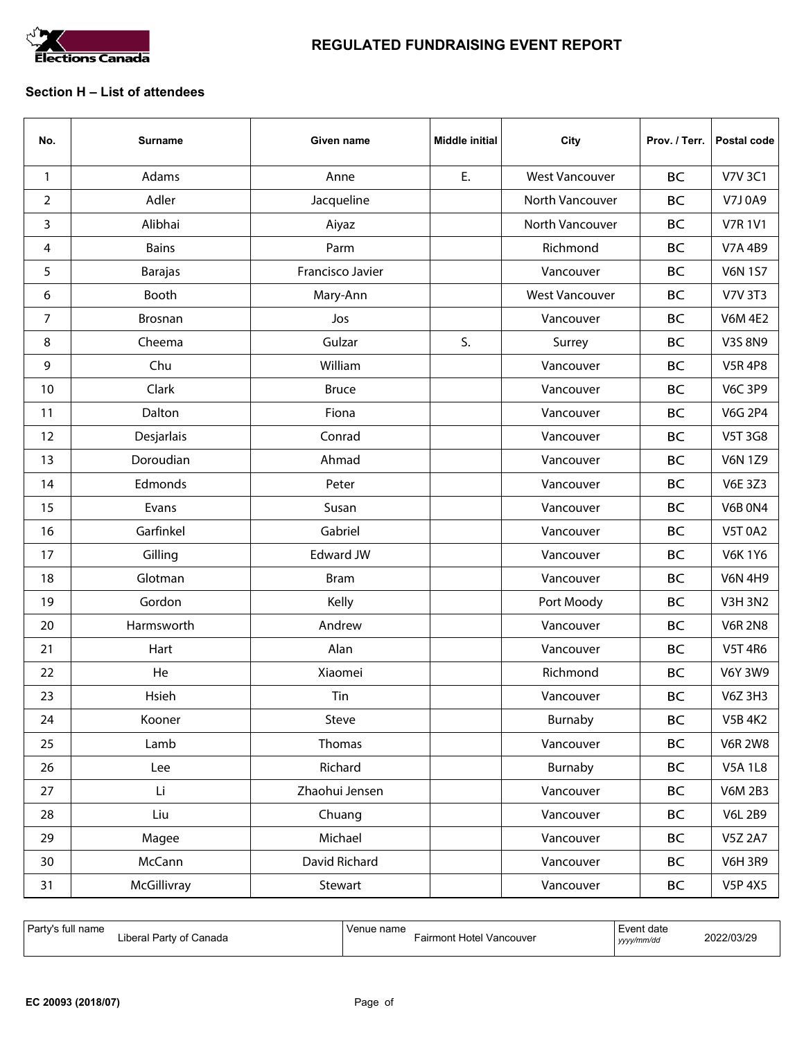# REGULATED FUNDRAISING EVENT REPORT

## Section H – List of attendees

| No. | Surname | Given name | Middle initial | City | Prov. / Terr. | Postal code |
|---|---|---|---|---|---|---|
| 1 | Adams | Anne | E. | West Vancouver | BC | V7V 3C1 |
| 2 | Adler | Jacqueline | | North Vancouver | BC | V7J 0A9 |
| 3 | Alibhai | Aiyaz | | North Vancouver | BC | V7R 1V1 |
| 4 | Bains | Parm | | Richmond | BC | V7A 4B9 |
| 5 | Barajas | Francisco Javier | | Vancouver | BC | V6N 1S7 |
| 6 | Booth | Mary-Ann | | West Vancouver | BC | V7V 3T3 |
| 7 | Brosnan | Jos | | Vancouver | BC | V6M 4E2 |
| 8 | Cheema | Gulzar | S. | Surrey | BC | V3S 8N9 |
| 9 | Chu | William | | Vancouver | BC | V5R 4P8 |
| 10 | Clark | Bruce | | Vancouver | BC | V6C 3P9 |
| 11 | Dalton | Fiona | | Vancouver | BC | V6G 2P4 |
| 12 | Desjarlais | Conrad | | Vancouver | BC | V5T 3G8 |
| 13 | Doroudian | Ahmad | | Vancouver | BC | V6N 1Z9 |
| 14 | Edmonds | Peter | | Vancouver | BC | V6E 3Z3 |
| 15 | Evans | Susan | | Vancouver | BC | V6B 0N4 |
| 16 | Garfinkel | Gabriel | | Vancouver | BC | V5T 0A2 |
| 17 | Gilling | Edward JW | | Vancouver | BC | V6K 1Y6 |
| 18 | Glotman | Bram | | Vancouver | BC | V6N 4H9 |
| 19 | Gordon | Kelly | | Port Moody | BC | V3H 3N2 |
| 20 | Harmsworth | Andrew | | Vancouver | BC | V6R 2N8 |
| 21 | Hart | Alan | | Vancouver | BC | V5T 4R6 |
| 22 | He | Xiaomei | | Richmond | BC | V6Y 3W9 |
| 23 | Hsieh | Tin | | Vancouver | BC | V6Z 3H3 |
| 24 | Kooner | Steve | | Burnaby | BC | V5B 4K2 |
| 25 | Lamb | Thomas | | Vancouver | BC | V6R 2W8 |
| 26 | Lee | Richard | | Burnaby | BC | V5A 1L8 |
| 27 | Li | Zhaohui Jensen | | Vancouver | BC | V6M 2B3 |
| 28 | Liu | Chuang | | Vancouver | BC | V6L 2B9 |
| 29 | Magee | Michael | | Vancouver | BC | V5Z 2A7 |
| 30 | McCann | David Richard | | Vancouver | BC | V6H 3R9 |
| 31 | McGillivray | Stewart | | Vancouver | BC | V5P 4X5 |

| Party's full name | Venue name | Event date *yyyy/mm/dd* |
|---|---|---|
| Liberal Party of Canada | Fairmont Hotel Vancouver | 2022/03/29 |

EC 20093 (2018/07)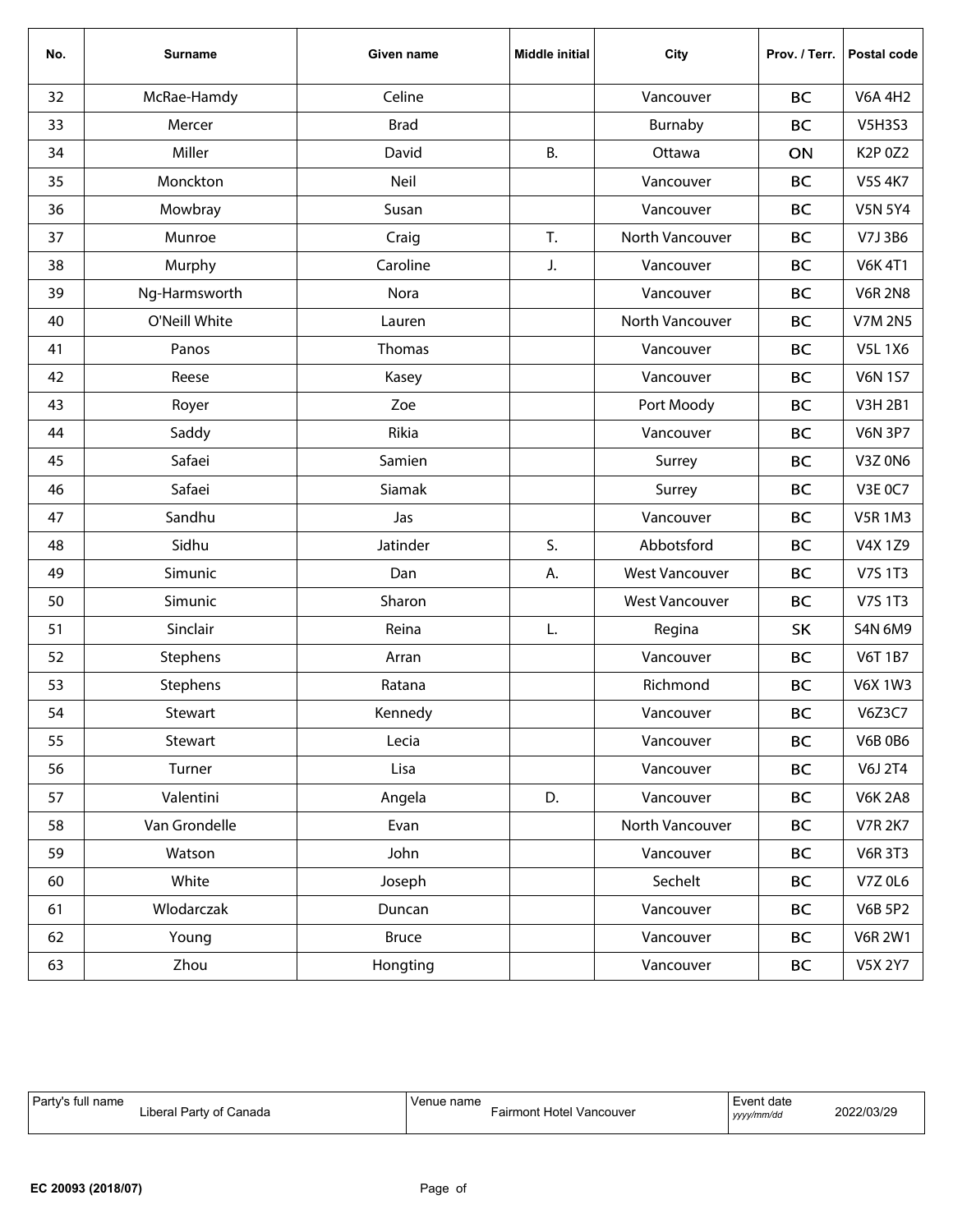| No. | Surname | Given name | Middle initial | City | Prov. / Terr. | Postal code |
|---|---|---|---|---|---|---|
| 32 | McRae-Hamdy | Celine | | Vancouver | BC | V6A 4H2 |
| 33 | Mercer | Brad | | Burnaby | BC | V5H3S3 |
| 34 | Miller | David | B. | Ottawa | ON | K2P 0Z2 |
| 35 | Monckton | Neil | | Vancouver | BC | V5S 4K7 |
| 36 | Mowbray | Susan | | Vancouver | BC | V5N 5Y4 |
| 37 | Munroe | Craig | T. | North Vancouver | BC | V7J 3B6 |
| 38 | Murphy | Caroline | J. | Vancouver | BC | V6K 4T1 |
| 39 | Ng-Harmsworth | Nora | | Vancouver | BC | V6R 2N8 |
| 40 | O'Neill White | Lauren | | North Vancouver | BC | V7M 2N5 |
| 41 | Panos | Thomas | | Vancouver | BC | V5L 1X6 |
| 42 | Reese | Kasey | | Vancouver | BC | V6N 1S7 |
| 43 | Royer | Zoe | | Port Moody | BC | V3H 2B1 |
| 44 | Saddy | Rikia | | Vancouver | BC | V6N 3P7 |
| 45 | Safaei | Samien | | Surrey | BC | V3Z 0N6 |
| 46 | Safaei | Siamak | | Surrey | BC | V3E 0C7 |
| 47 | Sandhu | Jas | | Vancouver | BC | V5R 1M3 |
| 48 | Sidhu | Jatinder | S. | Abbotsford | BC | V4X 1Z9 |
| 49 | Simunic | Dan | A. | West Vancouver | BC | V7S 1T3 |
| 50 | Simunic | Sharon | | West Vancouver | BC | V7S 1T3 |
| 51 | Sinclair | Reina | L. | Regina | SK | S4N 6M9 |
| 52 | Stephens | Arran | | Vancouver | BC | V6T 1B7 |
| 53 | Stephens | Ratana | | Richmond | BC | V6X 1W3 |
| 54 | Stewart | Kennedy | | Vancouver | BC | V6Z3C7 |
| 55 | Stewart | Lecia | | Vancouver | BC | V6B 0B6 |
| 56 | Turner | Lisa | | Vancouver | BC | V6J 2T4 |
| 57 | Valentini | Angela | D. | Vancouver | BC | V6K 2A8 |
| 58 | Van Grondelle | Evan | | North Vancouver | BC | V7R 2K7 |
| 59 | Watson | John | | Vancouver | BC | V6R 3T3 |
| 60 | White | Joseph | | Sechelt | BC | V7Z 0L6 |
| 61 | Wlodarczak | Duncan | | Vancouver | BC | V6B 5P2 |
| 62 | Young | Bruce | | Vancouver | BC | V6R 2W1 |
| 63 | Zhou | Hongting | | Vancouver | BC | V5X 2Y7 |

| Party's full name | Venue name | Event date *yyyy/mm/dd* |
|---|---|---|
| Liberal Party of Canada | Fairmont Hotel Vancouver | 2022/03/29 |

**EC 20093 (2018/07)**